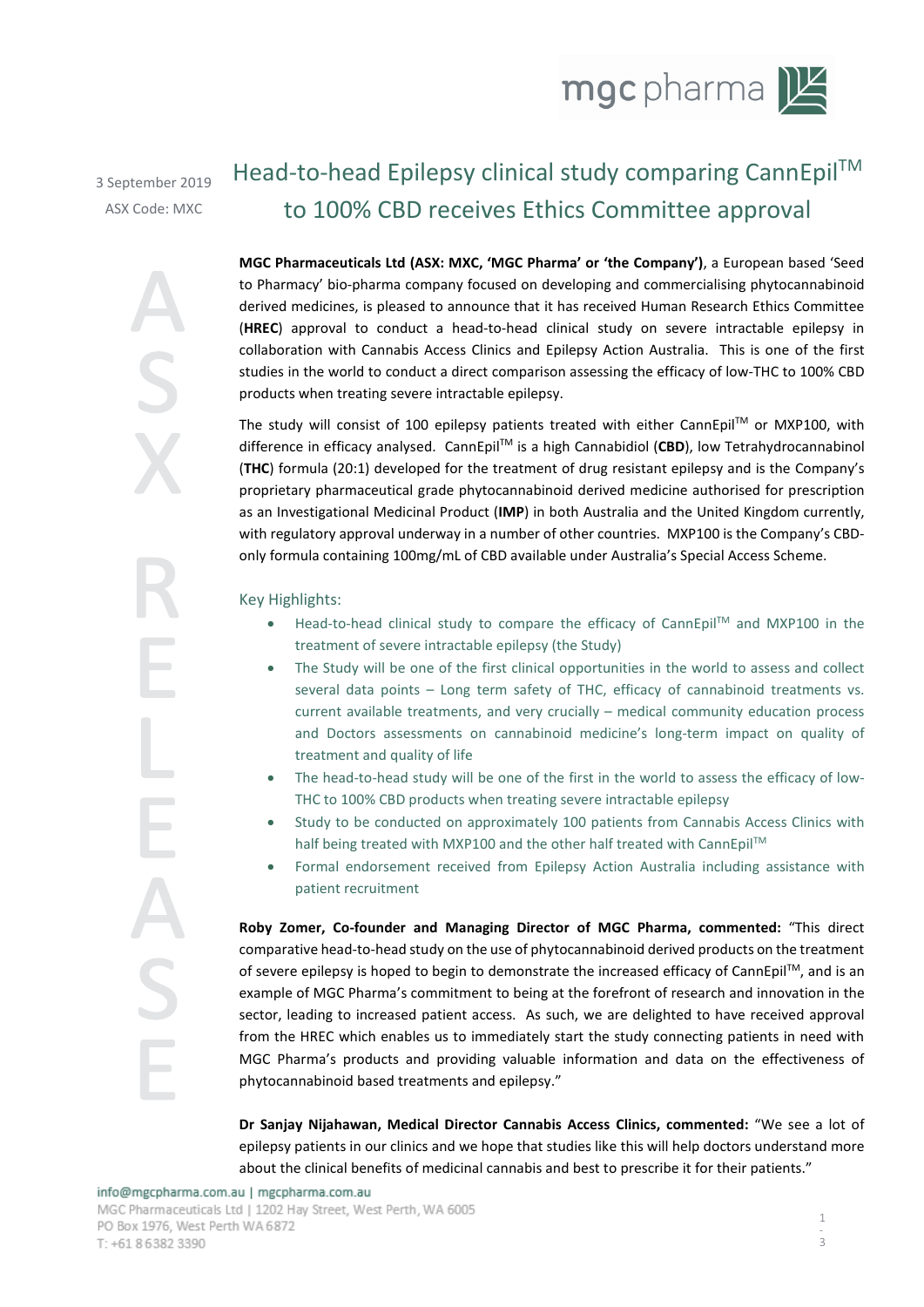3 September 2019
ASX Code: MXC

# Head-to-head Epilepsy clinical study comparing CannEpil™ to 100% CBD receives Ethics Committee approval

**MGC Pharmaceuticals Ltd (ASX: MXC, 'MGC Pharma' or 'the Company')**, a European based 'Seed to Pharmacy' bio-pharma company focused on developing and commercialising phytocannabinoid derived medicines, is pleased to announce that it has received Human Research Ethics Committee (**HREC**) approval to conduct a head-to-head clinical study on severe intractable epilepsy in collaboration with Cannabis Access Clinics and Epilepsy Action Australia. This is one of the first studies in the world to conduct a direct comparison assessing the efficacy of low-THC to 100% CBD products when treating severe intractable epilepsy.

The study will consist of 100 epilepsy patients treated with either CannEpil™ or MXP100, with difference in efficacy analysed. CannEpil™ is a high Cannabidiol (**CBD**), low Tetrahydrocannabinol (**THC**) formula (20:1) developed for the treatment of drug resistant epilepsy and is the Company's proprietary pharmaceutical grade phytocannabinoid derived medicine authorised for prescription as an Investigational Medicinal Product (**IMP**) in both Australia and the United Kingdom currently, with regulatory approval underway in a number of other countries. MXP100 is the Company's CBD-only formula containing 100mg/mL of CBD available under Australia's Special Access Scheme.

## Key Highlights:

- Head-to-head clinical study to compare the efficacy of CannEpil™ and MXP100 in the treatment of severe intractable epilepsy (the Study)
- The Study will be one of the first clinical opportunities in the world to assess and collect several data points – Long term safety of THC, efficacy of cannabinoid treatments vs. current available treatments, and very crucially – medical community education process and Doctors assessments on cannabinoid medicine's long-term impact on quality of treatment and quality of life
- The head-to-head study will be one of the first in the world to assess the efficacy of low-THC to 100% CBD products when treating severe intractable epilepsy
- Study to be conducted on approximately 100 patients from Cannabis Access Clinics with half being treated with MXP100 and the other half treated with CannEpil™
- Formal endorsement received from Epilepsy Action Australia including assistance with patient recruitment

**Roby Zomer, Co-founder and Managing Director of MGC Pharma, commented:** "This direct comparative head-to-head study on the use of phytocannabinoid derived products on the treatment of severe epilepsy is hoped to begin to demonstrate the increased efficacy of CannEpil™, and is an example of MGC Pharma's commitment to being at the forefront of research and innovation in the sector, leading to increased patient access. As such, we are delighted to have received approval from the HREC which enables us to immediately start the study connecting patients in need with MGC Pharma's products and providing valuable information and data on the effectiveness of phytocannabinoid based treatments and epilepsy."

**Dr Sanjay Nijahawan, Medical Director Cannabis Access Clinics, commented:** "We see a lot of epilepsy patients in our clinics and we hope that studies like this will help doctors understand more about the clinical benefits of medicinal cannabis and best to prescribe it for their patients."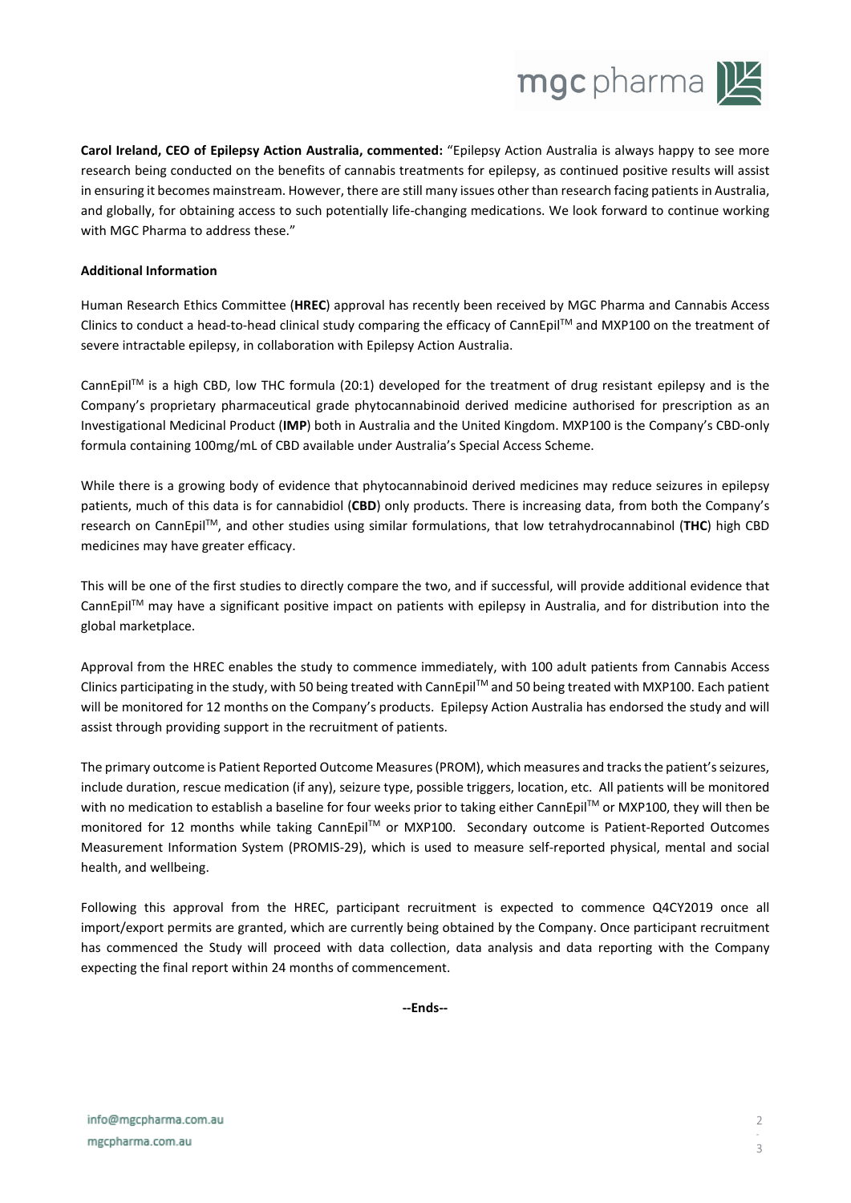**Carol Ireland, CEO of Epilepsy Action Australia, commented:** "Epilepsy Action Australia is always happy to see more research being conducted on the benefits of cannabis treatments for epilepsy, as continued positive results will assist in ensuring it becomes mainstream. However, there are still many issues other than research facing patients in Australia, and globally, for obtaining access to such potentially life-changing medications. We look forward to continue working with MGC Pharma to address these."

**Additional Information**

Human Research Ethics Committee (**HREC**) approval has recently been received by MGC Pharma and Cannabis Access Clinics to conduct a head-to-head clinical study comparing the efficacy of CannEpil™ and MXP100 on the treatment of severe intractable epilepsy, in collaboration with Epilepsy Action Australia.

CannEpil™ is a high CBD, low THC formula (20:1) developed for the treatment of drug resistant epilepsy and is the Company's proprietary pharmaceutical grade phytocannabinoid derived medicine authorised for prescription as an Investigational Medicinal Product (**IMP**) both in Australia and the United Kingdom. MXP100 is the Company's CBD-only formula containing 100mg/mL of CBD available under Australia's Special Access Scheme.

While there is a growing body of evidence that phytocannabinoid derived medicines may reduce seizures in epilepsy patients, much of this data is for cannabidiol (**CBD**) only products. There is increasing data, from both the Company's research on CannEpil™, and other studies using similar formulations, that low tetrahydrocannabinol (**THC**) high CBD medicines may have greater efficacy.

This will be one of the first studies to directly compare the two, and if successful, will provide additional evidence that CannEpil™ may have a significant positive impact on patients with epilepsy in Australia, and for distribution into the global marketplace.

Approval from the HREC enables the study to commence immediately, with 100 adult patients from Cannabis Access Clinics participating in the study, with 50 being treated with CannEpil™ and 50 being treated with MXP100. Each patient will be monitored for 12 months on the Company's products. Epilepsy Action Australia has endorsed the study and will assist through providing support in the recruitment of patients.

The primary outcome is Patient Reported Outcome Measures (PROM), which measures and tracks the patient's seizures, include duration, rescue medication (if any), seizure type, possible triggers, location, etc. All patients will be monitored with no medication to establish a baseline for four weeks prior to taking either CannEpil™ or MXP100, they will then be monitored for 12 months while taking CannEpil™ or MXP100. Secondary outcome is Patient-Reported Outcomes Measurement Information System (PROMIS-29), which is used to measure self-reported physical, mental and social health, and wellbeing.

Following this approval from the HREC, participant recruitment is expected to commence Q4CY2019 once all import/export permits are granted, which are currently being obtained by the Company. Once participant recruitment has commenced the Study will proceed with data collection, data analysis and data reporting with the Company expecting the final report within 24 months of commencement.

**--Ends--**

info@mgcpharma.com.au
mgcpharma.com.au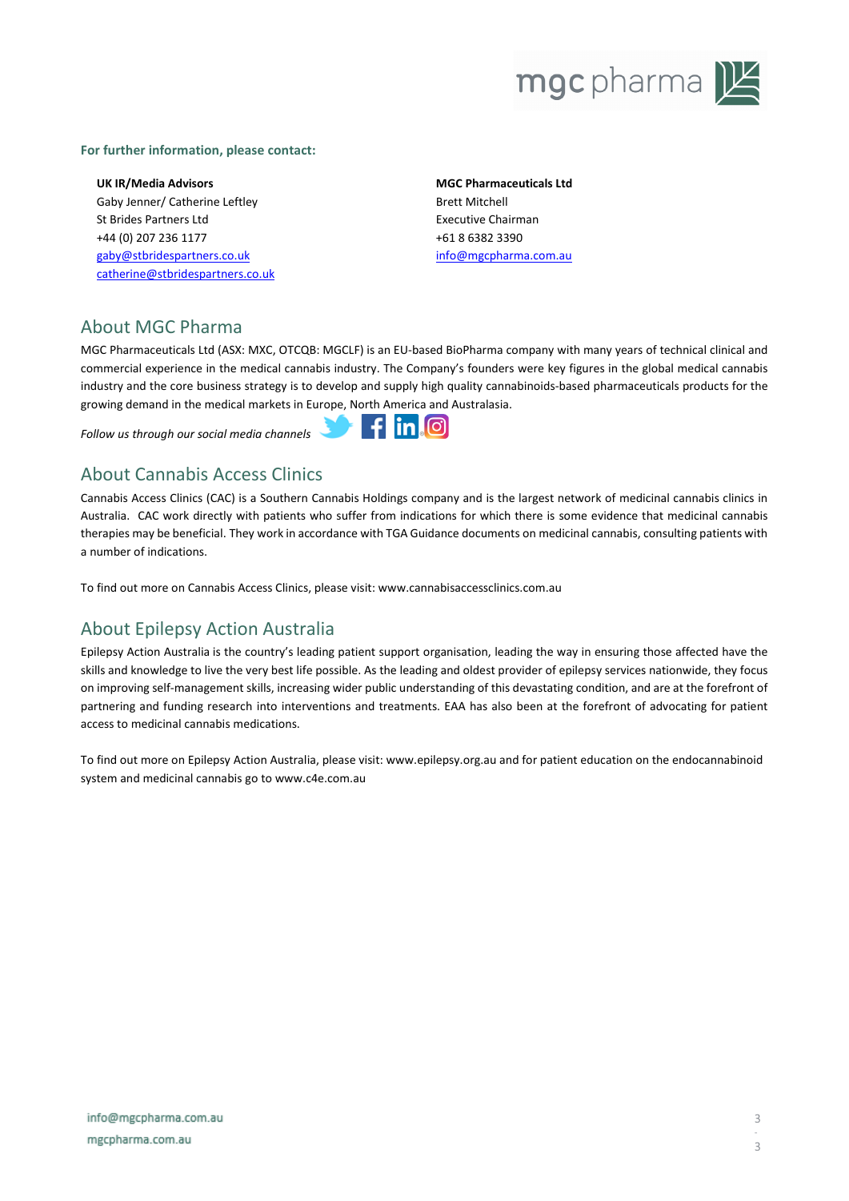**For further information, please contact:**

**UK IR/Media Advisors**
Gaby Jenner/ Catherine Leftley
St Brides Partners Ltd
+44 (0) 207 236 1177
gaby@stbridespartners.co.uk
catherine@stbridespartners.co.uk

**MGC Pharmaceuticals Ltd**
Brett Mitchell
Executive Chairman
+61 8 6382 3390
info@mgcpharma.com.au

## About MGC Pharma

MGC Pharmaceuticals Ltd (ASX: MXC, OTCQB: MGCLF) is an EU-based BioPharma company with many years of technical clinical and commercial experience in the medical cannabis industry. The Company's founders were key figures in the global medical cannabis industry and the core business strategy is to develop and supply high quality cannabinoids-based pharmaceuticals products for the growing demand in the medical markets in Europe, North America and Australasia.

*Follow us through our social media channels*

## About Cannabis Access Clinics

Cannabis Access Clinics (CAC) is a Southern Cannabis Holdings company and is the largest network of medicinal cannabis clinics in Australia. CAC work directly with patients who suffer from indications for which there is some evidence that medicinal cannabis therapies may be beneficial. They work in accordance with TGA Guidance documents on medicinal cannabis, consulting patients with a number of indications.

To find out more on Cannabis Access Clinics, please visit: www.cannabisaccessclinics.com.au

## About Epilepsy Action Australia

Epilepsy Action Australia is the country's leading patient support organisation, leading the way in ensuring those affected have the skills and knowledge to live the very best life possible. As the leading and oldest provider of epilepsy services nationwide, they focus on improving self-management skills, increasing wider public understanding of this devastating condition, and are at the forefront of partnering and funding research into interventions and treatments. EAA has also been at the forefront of advocating for patient access to medicinal cannabis medications.

To find out more on Epilepsy Action Australia, please visit: www.epilepsy.org.au and for patient education on the endocannabinoid system and medicinal cannabis go to www.c4e.com.au